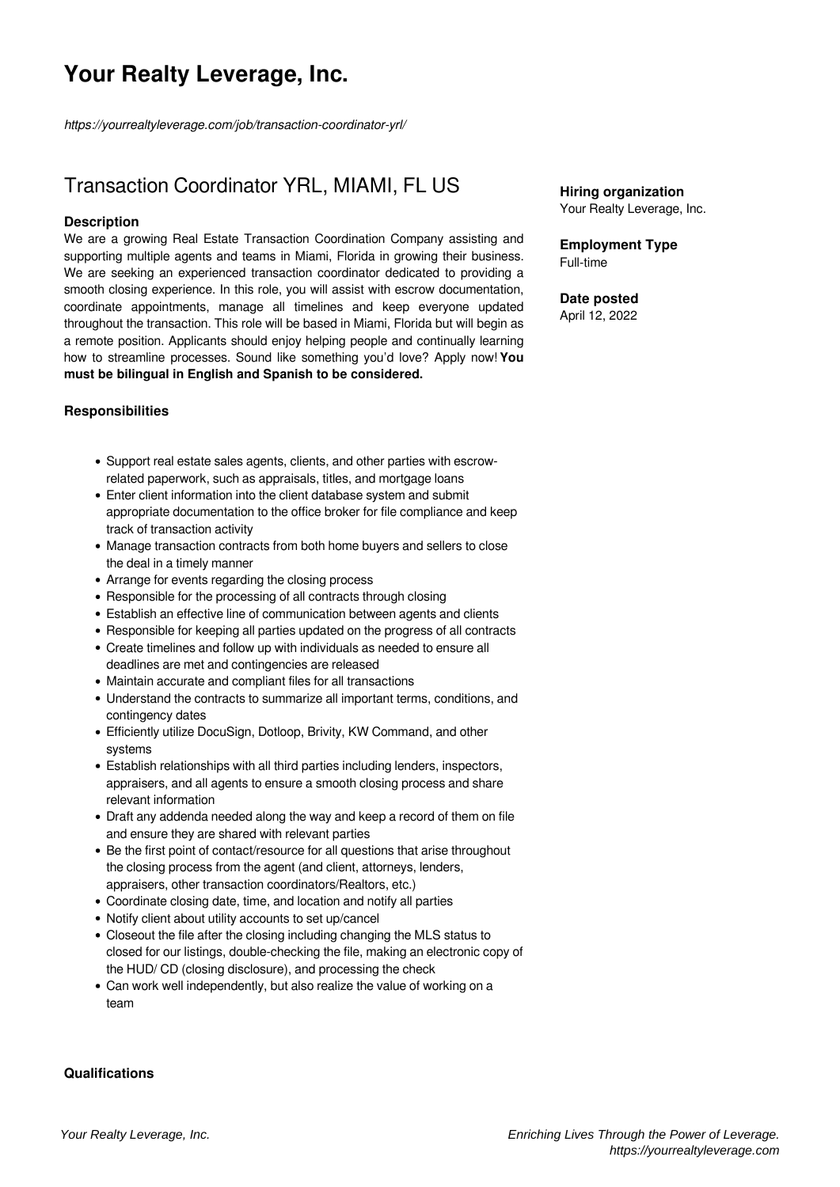# Your Realty Leverage, Inc.

*https://yourrealtyleverage.com/job/transaction-coordinator-yrl/*

## Transaction Coordinator YRL, MIAMI, FL US

**Hiring organization**
Your Realty Leverage, Inc.

**Employment Type**
Full-time

**Date posted**
April 12, 2022

### Description

We are a growing Real Estate Transaction Coordination Company assisting and supporting multiple agents and teams in Miami, Florida in growing their business. We are seeking an experienced transaction coordinator dedicated to providing a smooth closing experience. In this role, you will assist with escrow documentation, coordinate appointments, manage all timelines and keep everyone updated throughout the transaction. This role will be based in Miami, Florida but will begin as a remote position. Applicants should enjoy helping people and continually learning how to streamline processes. Sound like something you'd love? Apply now! **You must be bilingual in English and Spanish to be considered.**

### Responsibilities

- Support real estate sales agents, clients, and other parties with escrow-related paperwork, such as appraisals, titles, and mortgage loans
- Enter client information into the client database system and submit appropriate documentation to the office broker for file compliance and keep track of transaction activity
- Manage transaction contracts from both home buyers and sellers to close the deal in a timely manner
- Arrange for events regarding the closing process
- Responsible for the processing of all contracts through closing
- Establish an effective line of communication between agents and clients
- Responsible for keeping all parties updated on the progress of all contracts
- Create timelines and follow up with individuals as needed to ensure all deadlines are met and contingencies are released
- Maintain accurate and compliant files for all transactions
- Understand the contracts to summarize all important terms, conditions, and contingency dates
- Efficiently utilize DocuSign, Dotloop, Brivity, KW Command, and other systems
- Establish relationships with all third parties including lenders, inspectors, appraisers, and all agents to ensure a smooth closing process and share relevant information
- Draft any addenda needed along the way and keep a record of them on file and ensure they are shared with relevant parties
- Be the first point of contact/resource for all questions that arise throughout the closing process from the agent (and client, attorneys, lenders, appraisers, other transaction coordinators/Realtors, etc.)
- Coordinate closing date, time, and location and notify all parties
- Notify client about utility accounts to set up/cancel
- Closeout the file after the closing including changing the MLS status to closed for our listings, double-checking the file, making an electronic copy of the HUD/ CD (closing disclosure), and processing the check
- Can work well independently, but also realize the value of working on a team

### Qualifications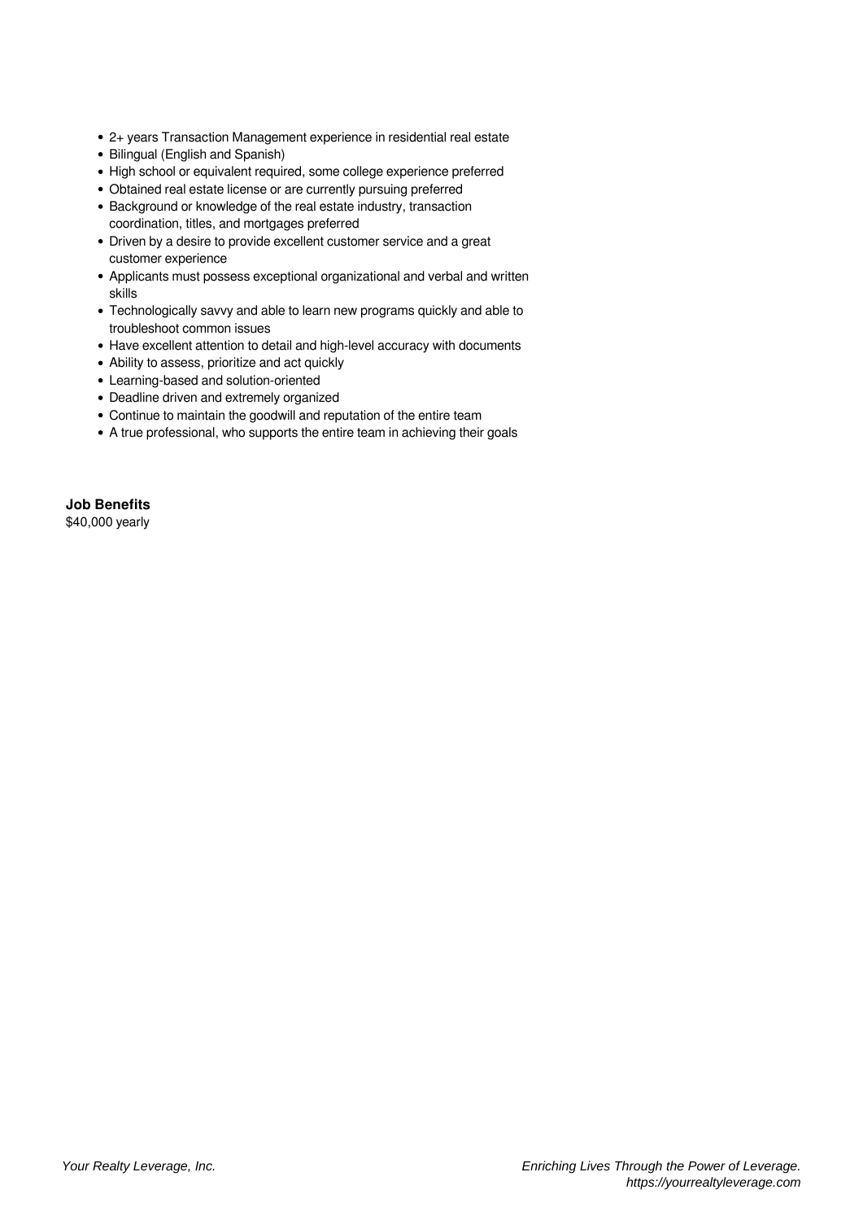- 2+ years Transaction Management experience in residential real estate
- Bilingual (English and Spanish)
- High school or equivalent required, some college experience preferred
- Obtained real estate license or are currently pursuing preferred
- Background or knowledge of the real estate industry, transaction coordination, titles, and mortgages preferred
- Driven by a desire to provide excellent customer service and a great customer experience
- Applicants must possess exceptional organizational and verbal and written skills
- Technologically savvy and able to learn new programs quickly and able to troubleshoot common issues
- Have excellent attention to detail and high-level accuracy with documents
- Ability to assess, prioritize and act quickly
- Learning-based and solution-oriented
- Deadline driven and extremely organized
- Continue to maintain the goodwill and reputation of the entire team
- A true professional, who supports the entire team in achieving their goals

**Job Benefits**
$40,000 yearly